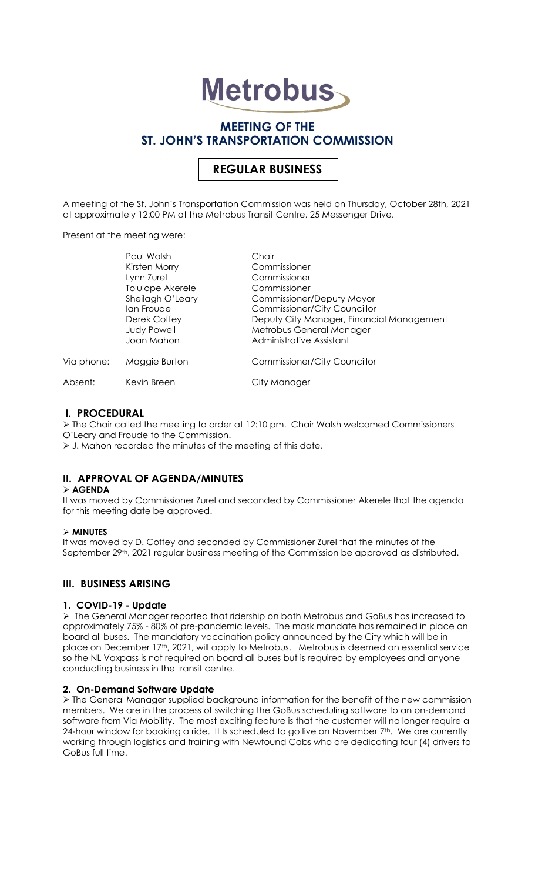# Metrobus

## MEETING OF THE ST. JOHN'S TRANSPORTATION COMMISSION

## REGULAR BUSINESS

A meeting of the St. John's Transportation Commission was held on Thursday, October 28th, 2021 at approximately 12:00 PM at the Metrobus Transit Centre, 25 Messenger Drive.

Present at the meeting were:

| | | |
|---|---|---|
| | Paul Walsh | Chair |
| | Kirsten Morry | Commissioner |
| | Lynn Zurel | Commissioner |
| | Tolulope Akerele | Commissioner |
| | Sheilagh O'Leary | Commissioner/Deputy Mayor |
| | Ian Froude | Commissioner/City Councillor |
| | Derek Coffey | Deputy City Manager, Financial Management |
| | Judy Powell | Metrobus General Manager |
| | Joan Mahon | Administrative Assistant |
| Via phone: | Maggie Burton | Commissioner/City Councillor |
| Absent: | Kevin Breen | City Manager |

## I. PROCEDURAL

- The Chair called the meeting to order at 12:10 pm. Chair Walsh welcomed Commissioners O'Leary and Froude to the Commission.
- J. Mahon recorded the minutes of the meeting of this date.

## II. APPROVAL OF AGENDA/MINUTES

- **AGENDA**

It was moved by Commissioner Zurel and seconded by Commissioner Akerele that the agenda for this meeting date be approved.

- **MINUTES**

It was moved by D. Coffey and seconded by Commissioner Zurel that the minutes of the September 29th, 2021 regular business meeting of the Commission be approved as distributed.

## III. BUSINESS ARISING

### 1. COVID-19 - Update

- The General Manager reported that ridership on both Metrobus and GoBus has increased to approximately 75% - 80% of pre-pandemic levels. The mask mandate has remained in place on board all buses. The mandatory vaccination policy announced by the City which will be in place on December 17th, 2021, will apply to Metrobus. Metrobus is deemed an essential service so the NL Vaxpass is not required on board all buses but is required by employees and anyone conducting business in the transit centre.

### 2. On-Demand Software Update

- The General Manager supplied background information for the benefit of the new commission members. We are in the process of switching the GoBus scheduling software to an on-demand software from Via Mobility. The most exciting feature is that the customer will no longer require a 24-hour window for booking a ride. It is scheduled to go live on November 7th. We are currently working through logistics and training with Newfound Cabs who are dedicating four (4) drivers to GoBus full time.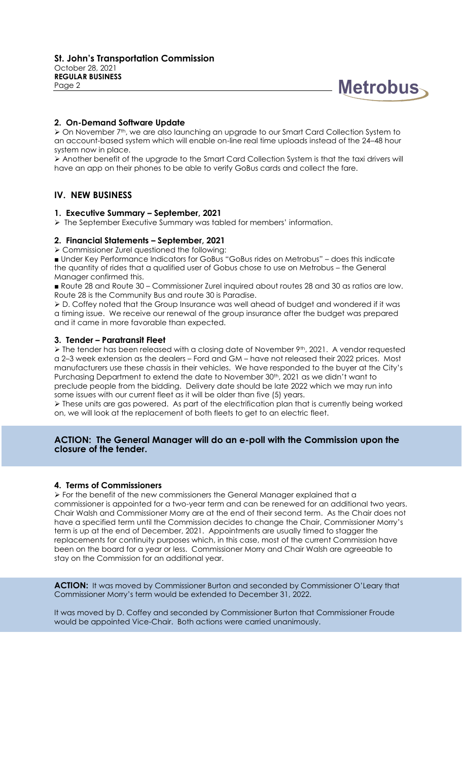## 2. On-Demand Software Update

➢ On November 7th, we are also launching an upgrade to our Smart Card Collection System to an account-based system which will enable on-line real time uploads instead of the 24–48 hour system now in place.

➢ Another benefit of the upgrade to the Smart Card Collection System is that the taxi drivers will have an app on their phones to be able to verify GoBus cards and collect the fare.

# IV. NEW BUSINESS

## 1. Executive Summary – September, 2021

➢ The September Executive Summary was tabled for members' information.

## 2. Financial Statements – September, 2021

➢ Commissioner Zurel questioned the following:

■ Under Key Performance Indicators for GoBus "GoBus rides on Metrobus" – does this indicate the quantity of rides that a qualified user of Gobus chose to use on Metrobus – the General Manager confirmed this.

■ Route 28 and Route 30 – Commissioner Zurel inquired about routes 28 and 30 as ratios are low. Route 28 is the Community Bus and route 30 is Paradise.

➢ D. Coffey noted that the Group Insurance was well ahead of budget and wondered if it was a timing issue. We receive our renewal of the group insurance after the budget was prepared and it came in more favorable than expected.

## 3. Tender – Paratransit Fleet

➢ The tender has been released with a closing date of November 9th, 2021. A vendor requested a 2–3 week extension as the dealers – Ford and GM – have not released their 2022 prices. Most manufacturers use these chassis in their vehicles. We have responded to the buyer at the City's Purchasing Department to extend the date to November 30th, 2021 as we didn't want to preclude people from the bidding. Delivery date should be late 2022 which we may run into some issues with our current fleet as it will be older than five (5) years.

➢ These units are gas powered. As part of the electrification plan that is currently being worked on, we will look at the replacement of both fleets to get to an electric fleet.

**ACTION: The General Manager will do an e-poll with the Commission upon the closure of the tender.**

## 4. Terms of Commissioners

➢ For the benefit of the new commissioners the General Manager explained that a commissioner is appointed for a two-year term and can be renewed for an additional two years. Chair Walsh and Commissioner Morry are at the end of their second term. As the Chair does not have a specified term until the Commission decides to change the Chair, Commissioner Morry's term is up at the end of December, 2021. Appointments are usually timed to stagger the replacements for continuity purposes which, in this case, most of the current Commission have been on the board for a year or less. Commissioner Morry and Chair Walsh are agreeable to stay on the Commission for an additional year.

**ACTION:** It was moved by Commissioner Burton and seconded by Commissioner O'Leary that Commissioner Morry's term would be extended to December 31, 2022.

It was moved by D. Coffey and seconded by Commissioner Burton that Commissioner Froude would be appointed Vice-Chair. Both actions were carried unanimously.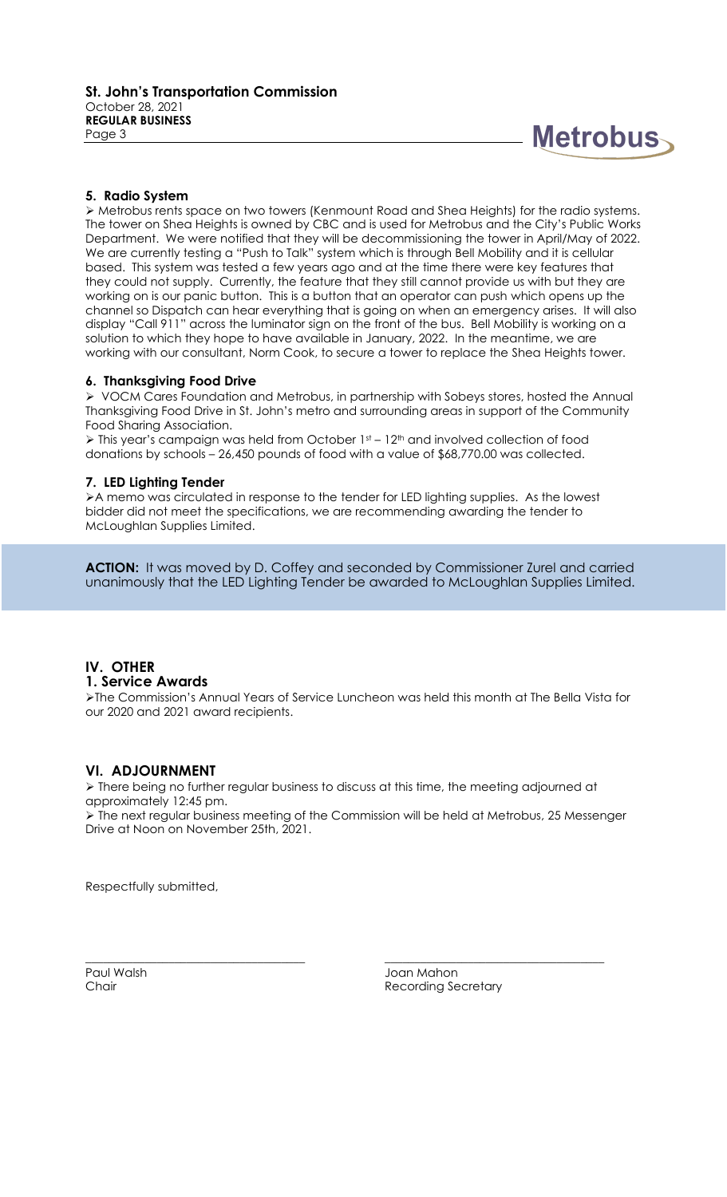### 5. Radio System

➢ Metrobus rents space on two towers (Kenmount Road and Shea Heights) for the radio systems. The tower on Shea Heights is owned by CBC and is used for Metrobus and the City's Public Works Department. We were notified that they will be decommissioning the tower in April/May of 2022. We are currently testing a "Push to Talk" system which is through Bell Mobility and it is cellular based. This system was tested a few years ago and at the time there were key features that they could not supply. Currently, the feature that they still cannot provide us with but they are working on is our panic button. This is a button that an operator can push which opens up the channel so Dispatch can hear everything that is going on when an emergency arises. It will also display "Call 911" across the luminator sign on the front of the bus. Bell Mobility is working on a solution to which they hope to have available in January, 2022. In the meantime, we are working with our consultant, Norm Cook, to secure a tower to replace the Shea Heights tower.

### 6. Thanksgiving Food Drive

➢ VOCM Cares Foundation and Metrobus, in partnership with Sobeys stores, hosted the Annual Thanksgiving Food Drive in St. John's metro and surrounding areas in support of the Community Food Sharing Association.

➢ This year's campaign was held from October 1st – 12th and involved collection of food donations by schools – 26,450 pounds of food with a value of $68,770.00 was collected.

### 7. LED Lighting Tender

➢A memo was circulated in response to the tender for LED lighting supplies. As the lowest bidder did not meet the specifications, we are recommending awarding the tender to McLoughlan Supplies Limited.

**ACTION:** It was moved by D. Coffey and seconded by Commissioner Zurel and carried unanimously that the LED Lighting Tender be awarded to McLoughlan Supplies Limited.

## IV. OTHER

### 1. Service Awards

➢The Commission's Annual Years of Service Luncheon was held this month at The Bella Vista for our 2020 and 2021 award recipients.

## VI. ADJOURNMENT

➢ There being no further regular business to discuss at this time, the meeting adjourned at approximately 12:45 pm.

➢ The next regular business meeting of the Commission will be held at Metrobus, 25 Messenger Drive at Noon on November 25th, 2021.

Respectfully submitted,

\_\_\_\_\_\_\_\_\_\_\_\_\_\_\_\_\_\_\_\_\_\_\_\_\_\_\_\_\_\_\_\_\_\_\_\_\_\_
Paul Walsh
Chair

\_\_\_\_\_\_\_\_\_\_\_\_\_\_\_\_\_\_\_\_\_\_\_\_\_\_\_\_\_\_\_\_\_\_\_\_\_\_
Joan Mahon
Recording Secretary